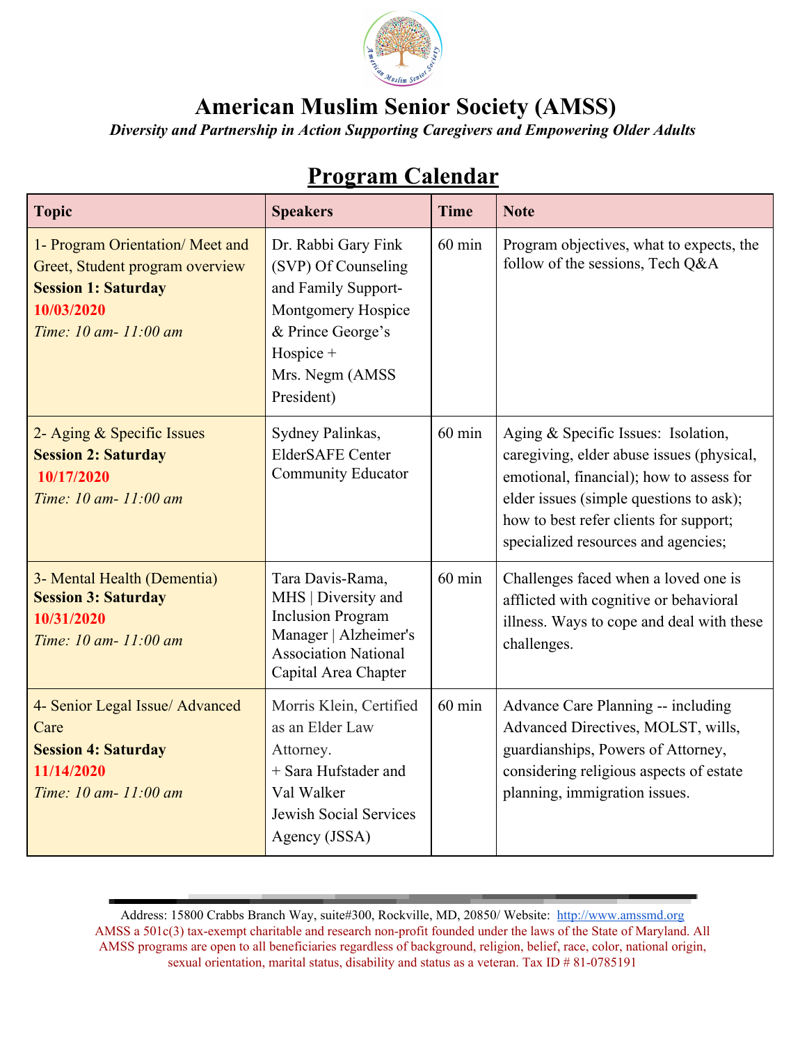# American Muslim Senior Society (AMSS)

***Diversity and Partnership in Action Supporting Caregivers and Empowering Older Adults***

## Program Calendar

| Topic | Speakers | Time | Note |
|---|---|---|---|
| 1- Program Orientation/ Meet and Greet, Student program overview **Session 1: Saturday** **10/03/2020** *Time: 10 am- 11:00 am* | Dr. Rabbi Gary Fink (SVP) Of Counseling and Family Support- Montgomery Hospice & Prince George's Hospice + Mrs. Negm (AMSS President) | 60 min | Program objectives, what to expects, the follow of the sessions, Tech Q&A |
| 2- Aging & Specific Issues **Session 2: Saturday** **10/17/2020** *Time: 10 am- 11:00 am* | Sydney Palinkas, ElderSAFE Center Community Educator | 60 min | Aging & Specific Issues: Isolation, caregiving, elder abuse issues (physical, emotional, financial); how to assess for elder issues (simple questions to ask); how to best refer clients for support; specialized resources and agencies; |
| 3- Mental Health (Dementia) **Session 3: Saturday** **10/31/2020** *Time: 10 am- 11:00 am* | Tara Davis-Rama, MHS \| Diversity and Inclusion Program Manager \| Alzheimer's Association National Capital Area Chapter | 60 min | Challenges faced when a loved one is afflicted with cognitive or behavioral illness. Ways to cope and deal with these challenges. |
| 4- Senior Legal Issue/ Advanced Care **Session 4: Saturday** **11/14/2020** *Time: 10 am- 11:00 am* | Morris Klein, Certified as an Elder Law Attorney. + Sara Hufstader and Val Walker Jewish Social Services Agency (JSSA) | 60 min | Advance Care Planning -- including Advanced Directives, MOLST, wills, guardianships, Powers of Attorney, considering religious aspects of estate planning, immigration issues. |

Address: 15800 Crabbs Branch Way, suite#300, Rockville, MD, 20850/ Website: http://www.amssmd.org

AMSS a 501c(3) tax-exempt charitable and research non-profit founded under the laws of the State of Maryland. All AMSS programs are open to all beneficiaries regardless of background, religion, belief, race, color, national origin, sexual orientation, marital status, disability and status as a veteran. Tax ID # 81-0785191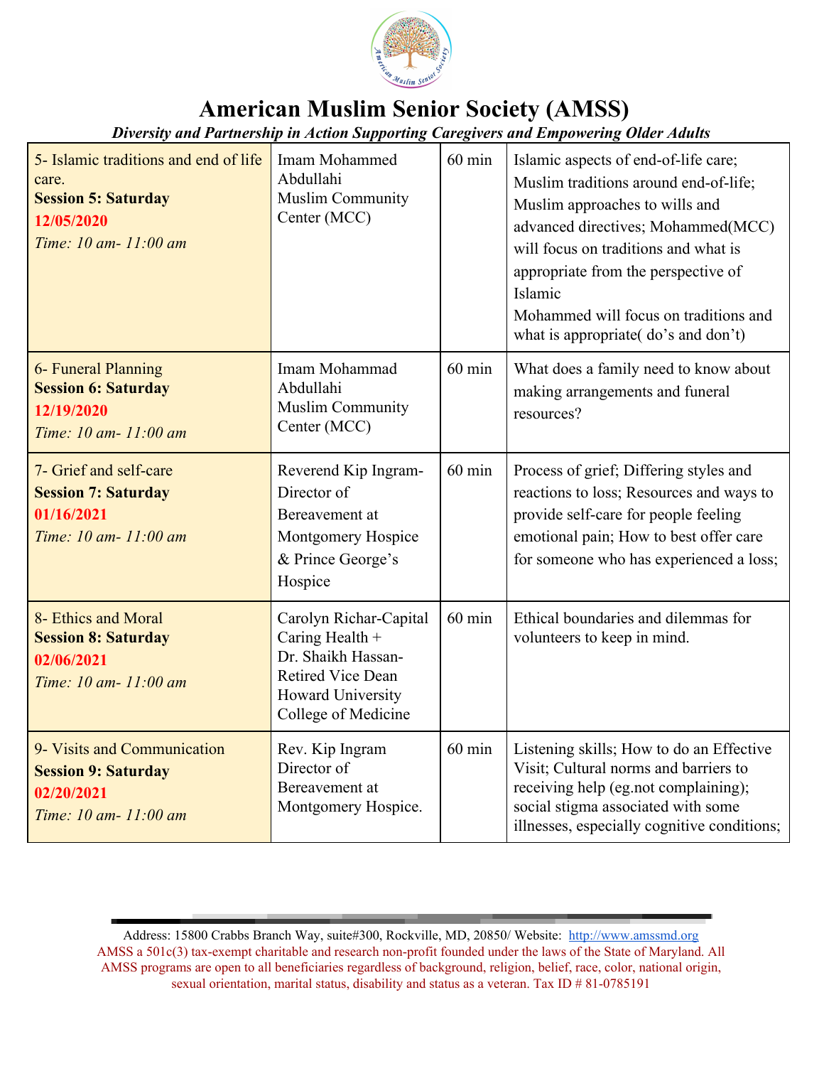# American Muslim Senior Society (AMSS)

*Diversity and Partnership in Action Supporting Caregivers and Empowering Older Adults*

| | | | |
|---|---|---|---|
| 5- Islamic traditions and end of life care.<br>**Session 5: Saturday**<br>**12/05/2020**<br>*Time: 10 am- 11:00 am* | Imam Mohammed Abdullahi Muslim Community Center (MCC) | 60 min | Islamic aspects of end-of-life care; Muslim traditions around end-of-life; Muslim approaches to wills and advanced directives; Mohammed(MCC) will focus on traditions and what is appropriate from the perspective of Islamic<br>Mohammed will focus on traditions and what is appropriate( do's and don't) |
| 6- Funeral Planning<br>**Session 6: Saturday**<br>**12/19/2020**<br>*Time: 10 am- 11:00 am* | Imam Mohammad Abdullahi Muslim Community Center (MCC) | 60 min | What does a family need to know about making arrangements and funeral resources? |
| 7- Grief and self-care<br>**Session 7: Saturday**<br>**01/16/2021**<br>*Time: 10 am- 11:00 am* | Reverend Kip Ingram-Director of Bereavement at Montgomery Hospice & Prince George's Hospice | 60 min | Process of grief; Differing styles and reactions to loss; Resources and ways to provide self-care for people feeling emotional pain; How to best offer care for someone who has experienced a loss; |
| 8- Ethics and Moral<br>**Session 8: Saturday**<br>**02/06/2021**<br>*Time: 10 am- 11:00 am* | Carolyn Richar-Capital Caring Health + Dr. Shaikh Hassan-Retired Vice Dean Howard University College of Medicine | 60 min | Ethical boundaries and dilemmas for volunteers to keep in mind. |
| 9- Visits and Communication<br>**Session 9: Saturday**<br>**02/20/2021**<br>*Time: 10 am- 11:00 am* | Rev. Kip Ingram Director of Bereavement at Montgomery Hospice. | 60 min | Listening skills; How to do an Effective Visit; Cultural norms and barriers to receiving help (eg.not complaining); social stigma associated with some illnesses, especially cognitive conditions; |

Address: 15800 Crabbs Branch Way, suite#300, Rockville, MD, 20850/ Website: http://www.amssmd.org
AMSS a 501c(3) tax-exempt charitable and research non-profit founded under the laws of the State of Maryland. All AMSS programs are open to all beneficiaries regardless of background, religion, belief, race, color, national origin, sexual orientation, marital status, disability and status as a veteran. Tax ID # 81-0785191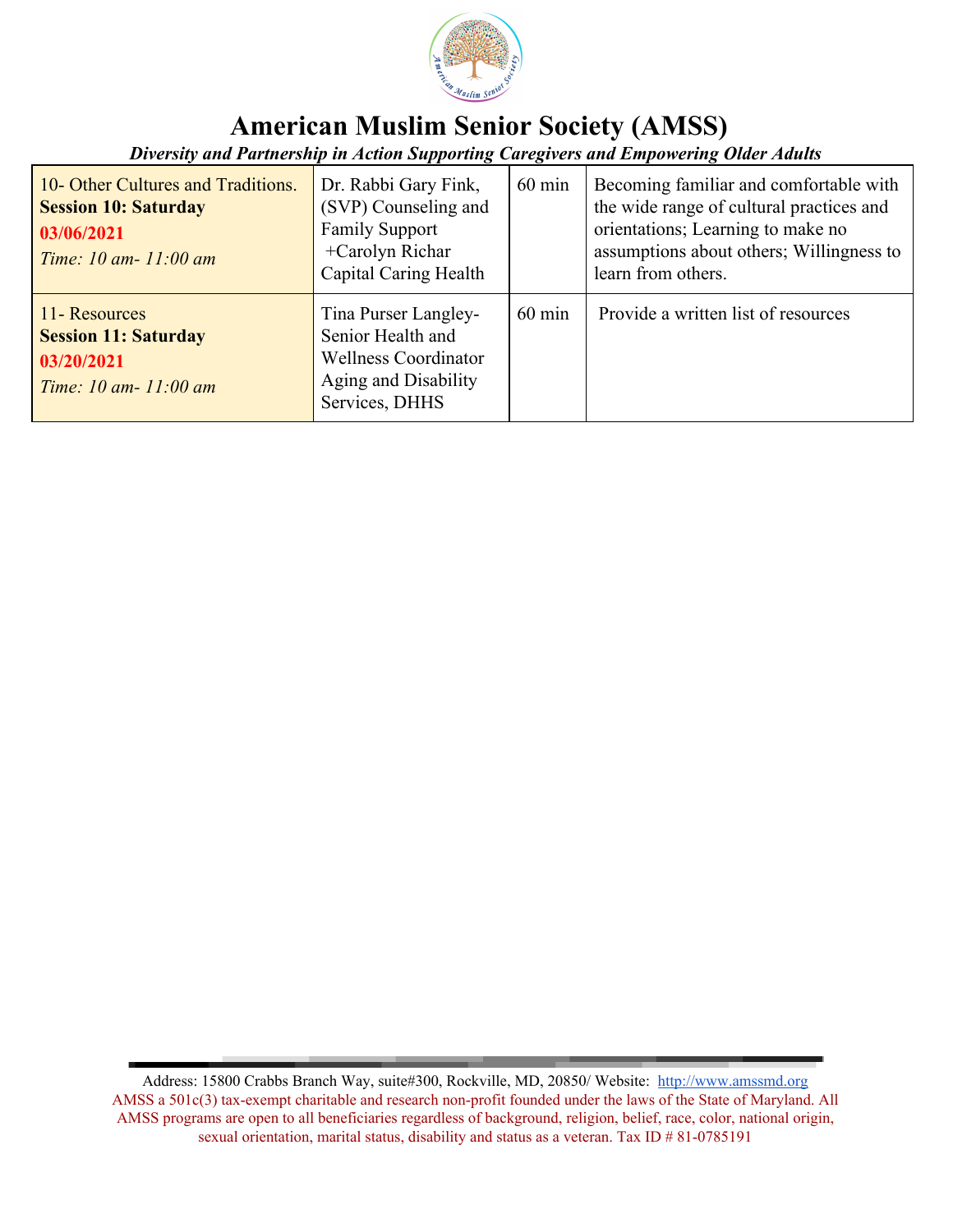# American Muslim Senior Society (AMSS)

***Diversity and Partnership in Action Supporting Caregivers and Empowering Older Adults***

| | | | |
|---|---|---|---|
| 10- Other Cultures and Traditions. **Session 10: Saturday** **03/06/2021** *Time: 10 am- 11:00 am* | Dr. Rabbi Gary Fink, (SVP) Counseling and Family Support +Carolyn Richar Capital Caring Health | 60 min | Becoming familiar and comfortable with the wide range of cultural practices and orientations; Learning to make no assumptions about others; Willingness to learn from others. |
| 11- Resources **Session 11: Saturday** **03/20/2021** *Time: 10 am- 11:00 am* | Tina Purser Langley- Senior Health and Wellness Coordinator Aging and Disability Services, DHHS | 60 min | Provide a written list of resources |

Address: 15800 Crabbs Branch Way, suite#300, Rockville, MD, 20850/ Website: http://www.amssmd.org

AMSS a 501c(3) tax-exempt charitable and research non-profit founded under the laws of the State of Maryland. All AMSS programs are open to all beneficiaries regardless of background, religion, belief, race, color, national origin, sexual orientation, marital status, disability and status as a veteran. Tax ID # 81-0785191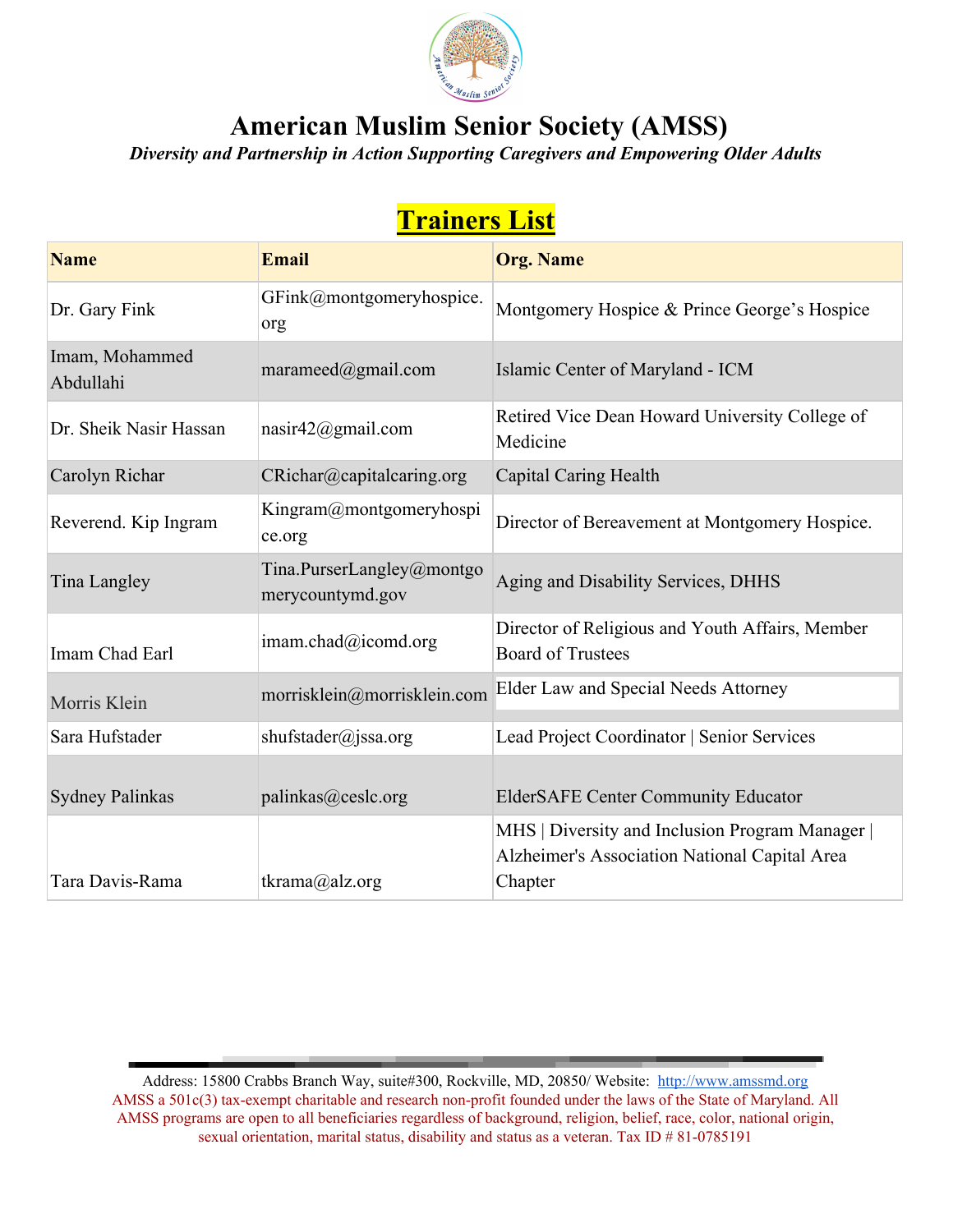# American Muslim Senior Society (AMSS)

***Diversity and Partnership in Action Supporting Caregivers and Empowering Older Adults***

## Trainers List

| Name | Email | Org. Name |
|---|---|---|
| Dr. Gary Fink | GFink@montgomeryhospice.org | Montgomery Hospice & Prince George's Hospice |
| Imam, Mohammed Abdullahi | marameed@gmail.com | Islamic Center of Maryland - ICM |
| Dr. Sheik Nasir Hassan | nasir42@gmail.com | Retired Vice Dean Howard University College of Medicine |
| Carolyn Richar | CRichar@capitalcaring.org | Capital Caring Health |
| Reverend. Kip Ingram | Kingram@montgomeryhospice.org | Director of Bereavement at Montgomery Hospice. |
| Tina Langley | Tina.PurserLangley@montgomerycountymd.gov | Aging and Disability Services, DHHS |
| Imam Chad Earl | imam.chad@icomd.org | Director of Religious and Youth Affairs, Member Board of Trustees |
| Morris Klein | morrisklein@morrisklein.com | Elder Law and Special Needs Attorney |
| Sara Hufstader | shufstader@jssa.org | Lead Project Coordinator \| Senior Services |
| Sydney Palinkas | palinkas@ceslc.org | ElderSAFE Center Community Educator |
| Tara Davis-Rama | tkrama@alz.org | MHS \| Diversity and Inclusion Program Manager \| Alzheimer's Association National Capital Area Chapter |

Address: 15800 Crabbs Branch Way, suite#300, Rockville, MD, 20850/ Website: http://www.amssmd.org
AMSS a 501c(3) tax-exempt charitable and research non-profit founded under the laws of the State of Maryland. All AMSS programs are open to all beneficiaries regardless of background, religion, belief, race, color, national origin, sexual orientation, marital status, disability and status as a veteran. Tax ID # 81-0785191